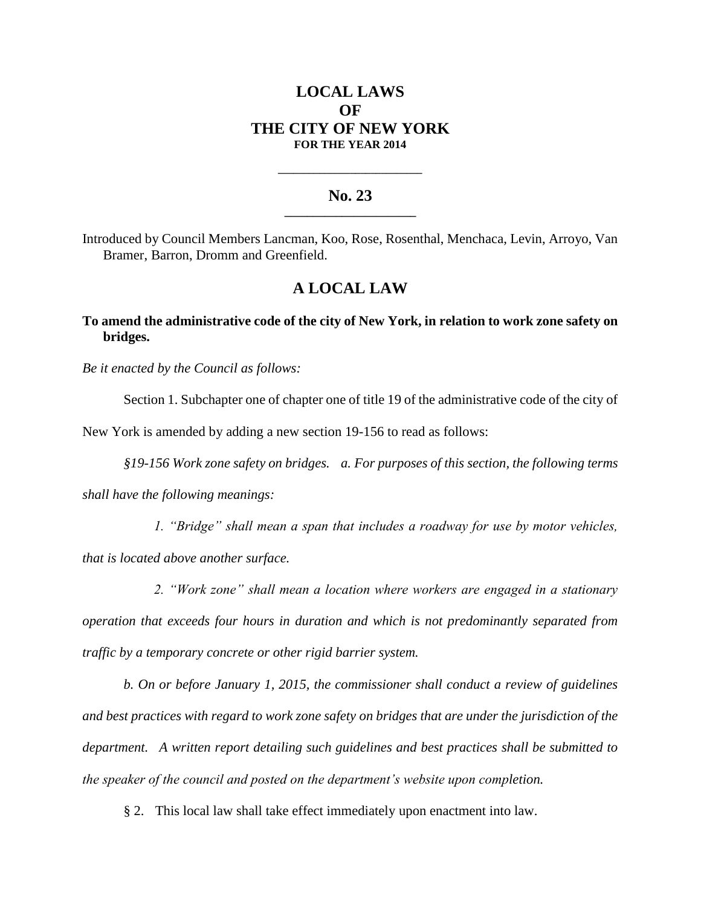# LOCAL LAWS
# OF
# THE CITY OF NEW YORK
**FOR THE YEAR 2014**

---

## No. 23

---

Introduced by Council Members Lancman, Koo, Rose, Rosenthal, Menchaca, Levin, Arroyo, Van Bramer, Barron, Dromm and Greenfield.

## A LOCAL LAW

**To amend the administrative code of the city of New York, in relation to work zone safety on bridges.**

*Be it enacted by the Council as follows:*

Section 1. Subchapter one of chapter one of title 19 of the administrative code of the city of New York is amended by adding a new section 19-156 to read as follows:

*§19-156 Work zone safety on bridges. a. For purposes of this section, the following terms shall have the following meanings:*

*1. "Bridge" shall mean a span that includes a roadway for use by motor vehicles, that is located above another surface.*

*2. "Work zone" shall mean a location where workers are engaged in a stationary operation that exceeds four hours in duration and which is not predominantly separated from traffic by a temporary concrete or other rigid barrier system.*

*b. On or before January 1, 2015, the commissioner shall conduct a review of guidelines and best practices with regard to work zone safety on bridges that are under the jurisdiction of the department. A written report detailing such guidelines and best practices shall be submitted to the speaker of the council and posted on the department's website upon completion.*

§ 2. This local law shall take effect immediately upon enactment into law.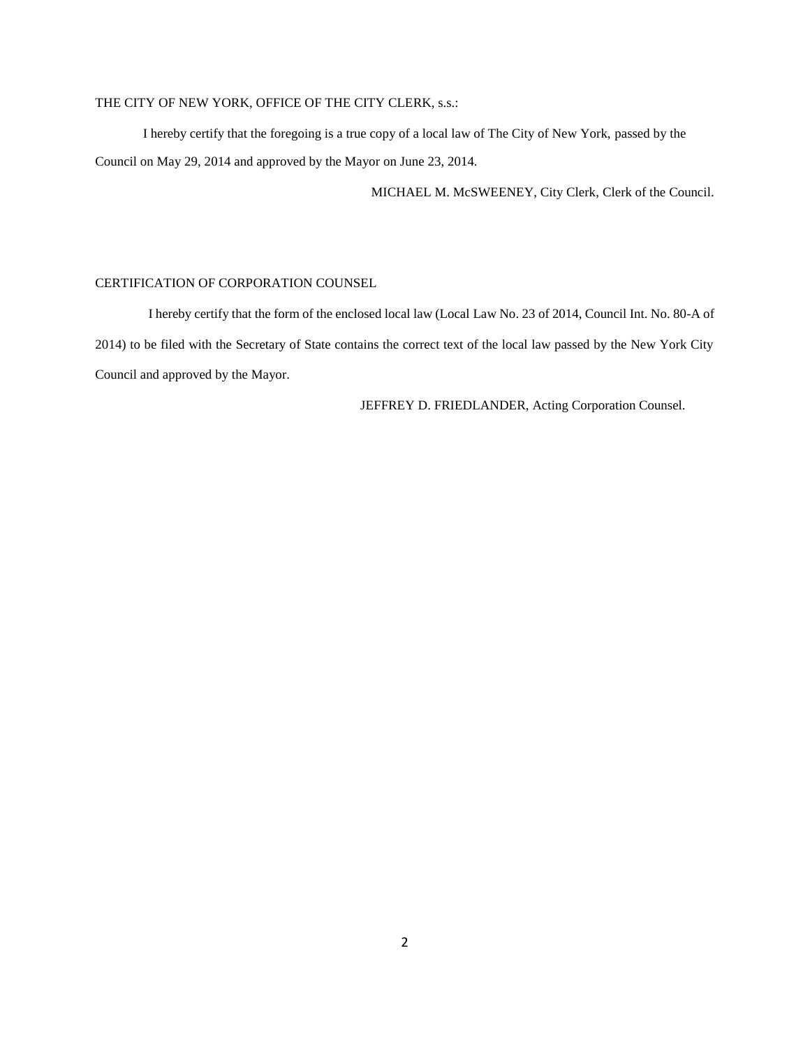THE CITY OF NEW YORK, OFFICE OF THE CITY CLERK, s.s.:

I hereby certify that the foregoing is a true copy of a local law of The City of New York, passed by the Council on May 29, 2014 and approved by the Mayor on June 23, 2014.

MICHAEL M. McSWEENEY, City Clerk, Clerk of the Council.

CERTIFICATION OF CORPORATION COUNSEL

I hereby certify that the form of the enclosed local law (Local Law No. 23 of 2014, Council Int. No. 80-A of 2014) to be filed with the Secretary of State contains the correct text of the local law passed by the New York City Council and approved by the Mayor.

JEFFREY D. FRIEDLANDER, Acting Corporation Counsel.